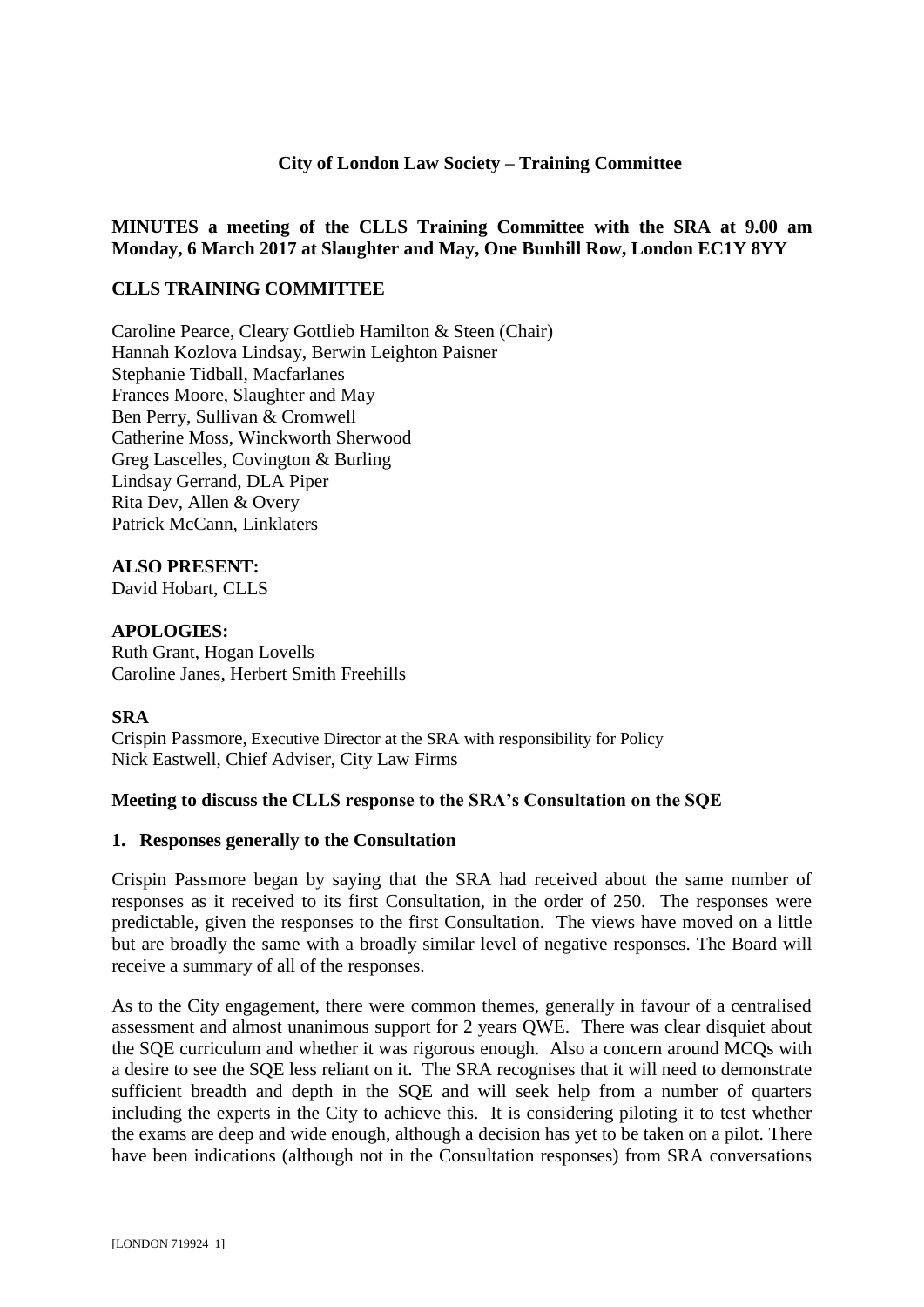**City of London Law Society – Training Committee**

**MINUTES a meeting of the CLLS Training Committee with the SRA at 9.00 am Monday, 6 March 2017 at Slaughter and May, One Bunhill Row, London EC1Y 8YY**

**CLLS TRAINING COMMITTEE**

Caroline Pearce, Cleary Gottlieb Hamilton & Steen (Chair)
Hannah Kozlova Lindsay, Berwin Leighton Paisner
Stephanie Tidball, Macfarlanes
Frances Moore, Slaughter and May
Ben Perry, Sullivan & Cromwell
Catherine Moss, Winckworth Sherwood
Greg Lascelles, Covington & Burling
Lindsay Gerrand, DLA Piper
Rita Dev, Allen & Overy
Patrick McCann, Linklaters

**ALSO PRESENT:**
David Hobart, CLLS

**APOLOGIES:**
Ruth Grant, Hogan Lovells
Caroline Janes, Herbert Smith Freehills

**SRA**
Crispin Passmore, Executive Director at the SRA with responsibility for Policy
Nick Eastwell, Chief Adviser, City Law Firms

**Meeting to discuss the CLLS response to the SRA's Consultation on the SQE**

**1. Responses generally to the Consultation**

Crispin Passmore began by saying that the SRA had received about the same number of responses as it received to its first Consultation, in the order of 250. The responses were predictable, given the responses to the first Consultation. The views have moved on a little but are broadly the same with a broadly similar level of negative responses. The Board will receive a summary of all of the responses.

As to the City engagement, there were common themes, generally in favour of a centralised assessment and almost unanimous support for 2 years QWE. There was clear disquiet about the SQE curriculum and whether it was rigorous enough. Also a concern around MCQs with a desire to see the SQE less reliant on it. The SRA recognises that it will need to demonstrate sufficient breadth and depth in the SQE and will seek help from a number of quarters including the experts in the City to achieve this. It is considering piloting it to test whether the exams are deep and wide enough, although a decision has yet to be taken on a pilot. There have been indications (although not in the Consultation responses) from SRA conversations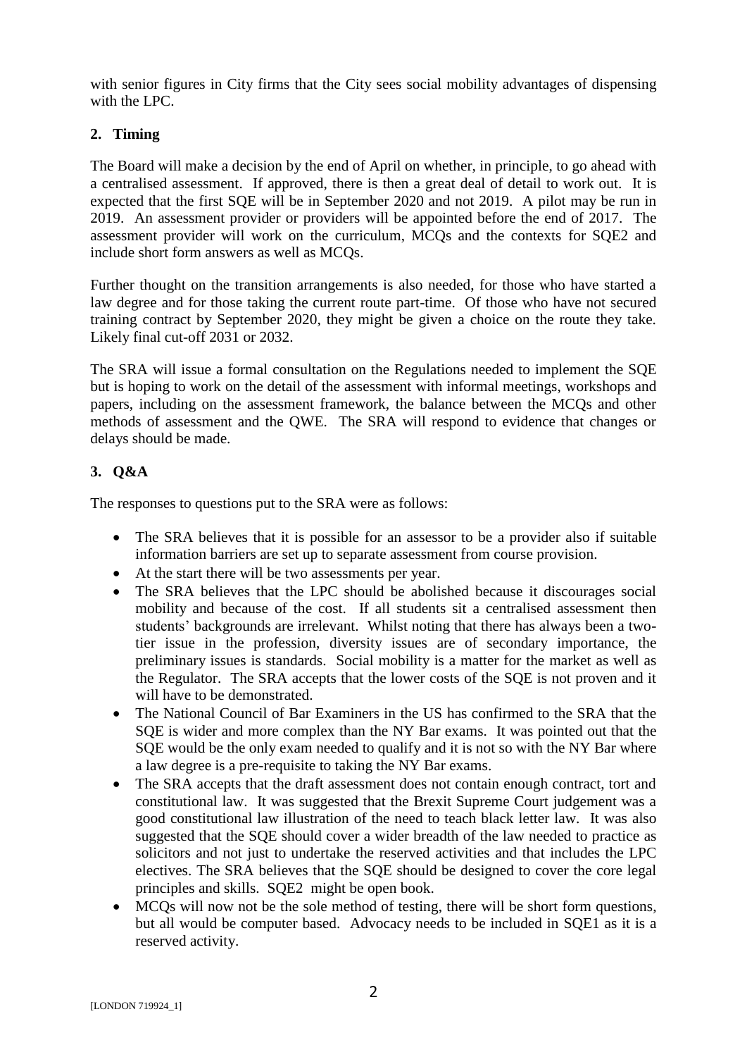with senior figures in City firms that the City sees social mobility advantages of dispensing with the LPC.

## 2. Timing

The Board will make a decision by the end of April on whether, in principle, to go ahead with a centralised assessment. If approved, there is then a great deal of detail to work out. It is expected that the first SQE will be in September 2020 and not 2019. A pilot may be run in 2019. An assessment provider or providers will be appointed before the end of 2017. The assessment provider will work on the curriculum, MCQs and the contexts for SQE2 and include short form answers as well as MCQs.

Further thought on the transition arrangements is also needed, for those who have started a law degree and for those taking the current route part-time. Of those who have not secured training contract by September 2020, they might be given a choice on the route they take. Likely final cut-off 2031 or 2032.

The SRA will issue a formal consultation on the Regulations needed to implement the SQE but is hoping to work on the detail of the assessment with informal meetings, workshops and papers, including on the assessment framework, the balance between the MCQs and other methods of assessment and the QWE. The SRA will respond to evidence that changes or delays should be made.

## 3. Q&A

The responses to questions put to the SRA were as follows:

- The SRA believes that it is possible for an assessor to be a provider also if suitable information barriers are set up to separate assessment from course provision.
- At the start there will be two assessments per year.
- The SRA believes that the LPC should be abolished because it discourages social mobility and because of the cost. If all students sit a centralised assessment then students' backgrounds are irrelevant. Whilst noting that there has always been a two-tier issue in the profession, diversity issues are of secondary importance, the preliminary issues is standards. Social mobility is a matter for the market as well as the Regulator. The SRA accepts that the lower costs of the SQE is not proven and it will have to be demonstrated.
- The National Council of Bar Examiners in the US has confirmed to the SRA that the SQE is wider and more complex than the NY Bar exams. It was pointed out that the SQE would be the only exam needed to qualify and it is not so with the NY Bar where a law degree is a pre-requisite to taking the NY Bar exams.
- The SRA accepts that the draft assessment does not contain enough contract, tort and constitutional law. It was suggested that the Brexit Supreme Court judgement was a good constitutional law illustration of the need to teach black letter law. It was also suggested that the SQE should cover a wider breadth of the law needed to practice as solicitors and not just to undertake the reserved activities and that includes the LPC electives. The SRA believes that the SQE should be designed to cover the core legal principles and skills. SQE2 might be open book.
- MCQs will now not be the sole method of testing, there will be short form questions, but all would be computer based. Advocacy needs to be included in SQE1 as it is a reserved activity.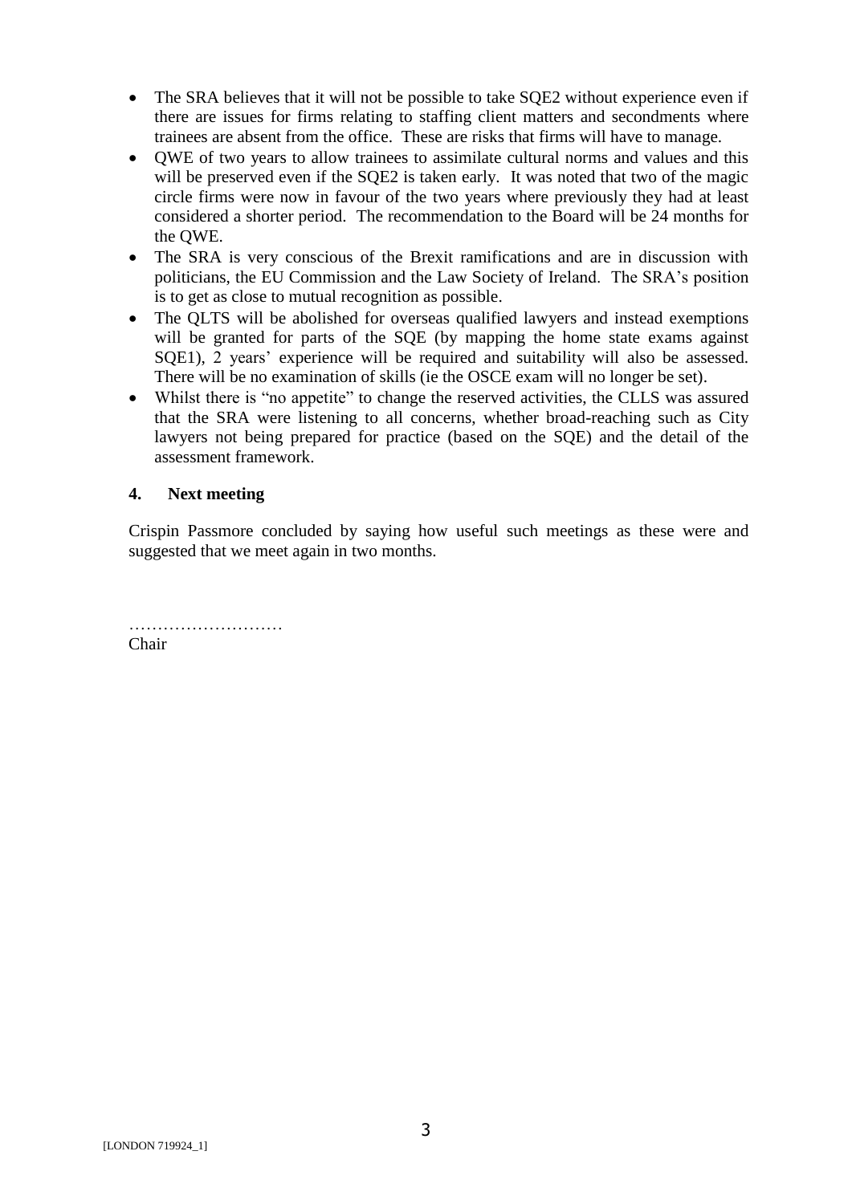- The SRA believes that it will not be possible to take SQE2 without experience even if there are issues for firms relating to staffing client matters and secondments where trainees are absent from the office. These are risks that firms will have to manage.
- QWE of two years to allow trainees to assimilate cultural norms and values and this will be preserved even if the SQE2 is taken early. It was noted that two of the magic circle firms were now in favour of the two years where previously they had at least considered a shorter period. The recommendation to the Board will be 24 months for the QWE.
- The SRA is very conscious of the Brexit ramifications and are in discussion with politicians, the EU Commission and the Law Society of Ireland. The SRA's position is to get as close to mutual recognition as possible.
- The QLTS will be abolished for overseas qualified lawyers and instead exemptions will be granted for parts of the SQE (by mapping the home state exams against SQE1), 2 years' experience will be required and suitability will also be assessed. There will be no examination of skills (ie the OSCE exam will no longer be set).
- Whilst there is "no appetite" to change the reserved activities, the CLLS was assured that the SRA were listening to all concerns, whether broad-reaching such as City lawyers not being prepared for practice (based on the SQE) and the detail of the assessment framework.

## 4. Next meeting

Crispin Passmore concluded by saying how useful such meetings as these were and suggested that we meet again in two months.

………………………
Chair

[LONDON 719924_1]